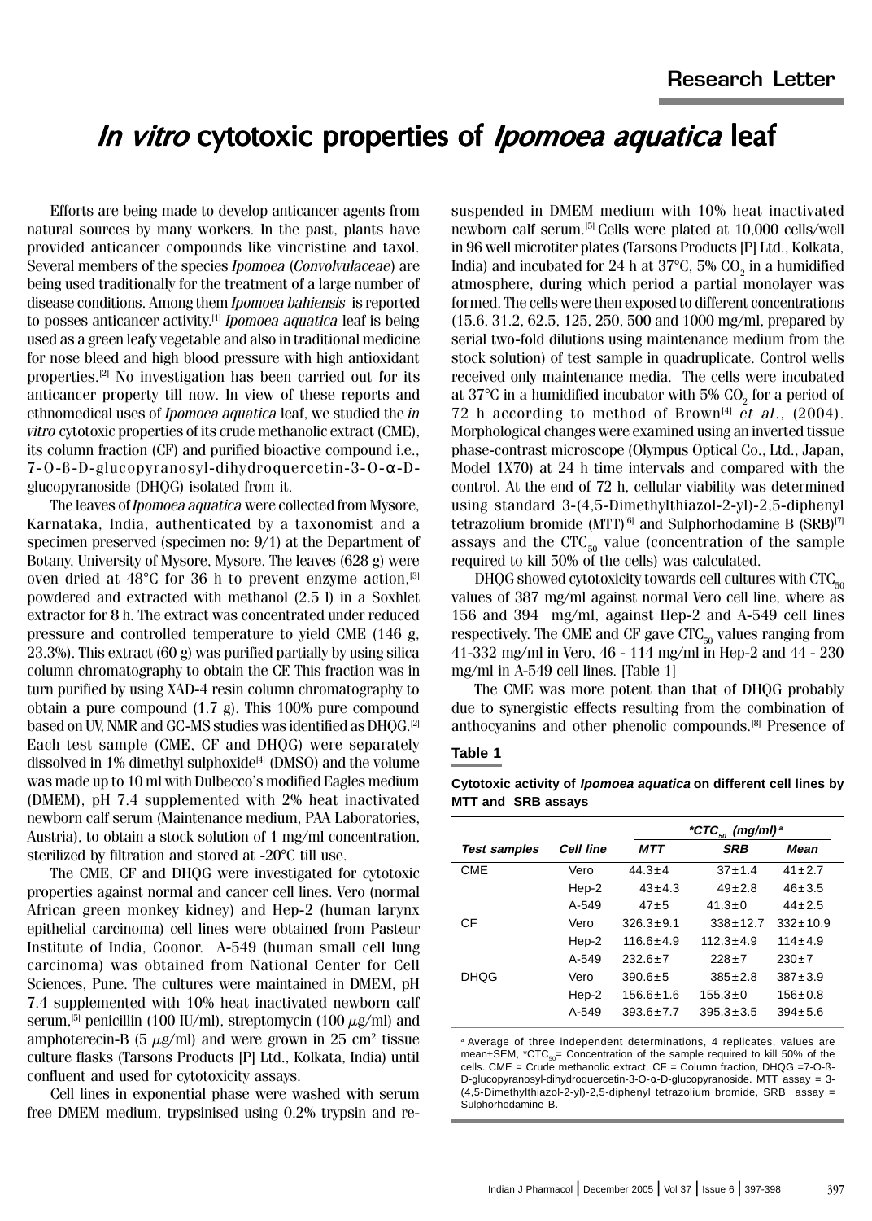Research Letter

# *In vitro* cytotoxic properties of *Ipomoea aquatica* leaf

Efforts are being made to develop anticancer agents from natural sources by many workers. In the past, plants have provided anticancer compounds like vincristine and taxol. Several members of the species *Ipomoea* (*Convolvulaceae*) are being used traditionally for the treatment of a large number of disease conditions. Among them *Ipomoea bahiensis* is reported to posses anticancer activity.[1] *Ipomoea aquatica* leaf is being used as a green leafy vegetable and also in traditional medicine for nose bleed and high blood pressure with high antioxidant properties.[2] No investigation has been carried out for its anticancer property till now. In view of these reports and ethnomedical uses of *Ipomoea aquatica* leaf, we studied the *in vitro* cytotoxic properties of its crude methanolic extract (CME), its column fraction (CF) and purified bioactive compound i.e., 7-O-ß-D-glucopyranosyl-dihydroquercetin-3-O-α-D-glucopyranoside (DHQG) isolated from it.

The leaves of *Ipomoea aquatica* were collected from Mysore, Karnataka, India, authenticated by a taxonomist and a specimen preserved (specimen no: 9/1) at the Department of Botany, University of Mysore, Mysore. The leaves (628 g) were oven dried at 48°C for 36 h to prevent enzyme action,[3] powdered and extracted with methanol (2.5 l) in a Soxhlet extractor for 8 h. The extract was concentrated under reduced pressure and controlled temperature to yield CME (146 g, 23.3%). This extract (60 g) was purified partially by using silica column chromatography to obtain the CF. This fraction was in turn purified by using XAD-4 resin column chromatography to obtain a pure compound (1.7 g). This 100% pure compound based on UV, NMR and GC-MS studies was identified as DHQG.[2] Each test sample (CME, CF and DHQG) were separately dissolved in 1% dimethyl sulphoxide[4] (DMSO) and the volume was made up to 10 ml with Dulbecco's modified Eagles medium (DMEM), pH 7.4 supplemented with 2% heat inactivated newborn calf serum (Maintenance medium, PAA Laboratories, Austria), to obtain a stock solution of 1 mg/ml concentration, sterilized by filtration and stored at -20°C till use.

The CME, CF and DHQG were investigated for cytotoxic properties against normal and cancer cell lines. Vero (normal African green monkey kidney) and Hep-2 (human larynx epithelial carcinoma) cell lines were obtained from Pasteur Institute of India, Coonor. A-549 (human small cell lung carcinoma) was obtained from National Center for Cell Sciences, Pune. The cultures were maintained in DMEM, pH 7.4 supplemented with 10% heat inactivated newborn calf serum,[5] penicillin (100 IU/ml), streptomycin (100 μg/ml) and amphoterecin-B (5 μg/ml) and were grown in 25 $cm^2$ tissue culture flasks (Tarsons Products [P] Ltd., Kolkata, India) until confluent and used for cytotoxicity assays.

Cell lines in exponential phase were washed with serum free DMEM medium, trypsinised using 0.2% trypsin and re-suspended in DMEM medium with 10% heat inactivated newborn calf serum.[5] Cells were plated at 10,000 cells/well in 96 well microtiter plates (Tarsons Products [P] Ltd., Kolkata, India) and incubated for 24 h at 37°C, 5% $CO_2$ in a humidified atmosphere, during which period a partial monolayer was formed. The cells were then exposed to different concentrations (15.6, 31.2, 62.5, 125, 250, 500 and 1000 mg/ml, prepared by serial two-fold dilutions using maintenance medium from the stock solution) of test sample in quadruplicate. Control wells received only maintenance media. The cells were incubated at 37°C in a humidified incubator with 5% $CO_2$ for a period of 72 h according to method of Brown[4] *et al*., (2004). Morphological changes were examined using an inverted tissue phase-contrast microscope (Olympus Optical Co., Ltd., Japan, Model 1X70) at 24 h time intervals and compared with the control. At the end of 72 h, cellular viability was determined using standard 3-(4,5-Dimethylthiazol-2-yl)-2,5-diphenyl tetrazolium bromide (MTT)[6] and Sulphorhodamine B (SRB)[7] assays and the $CTC_{50}$ value (concentration of the sample required to kill 50% of the cells) was calculated.

DHQG showed cytotoxicity towards cell cultures with $CTC_{50}$ values of 387 mg/ml against normal Vero cell line, where as 156 and 394 mg/ml, against Hep-2 and A-549 cell lines respectively. The CME and CF gave $CTC_{50}$ values ranging from 41-332 mg/ml in Vero, 46 - 114 mg/ml in Hep-2 and 44 - 230 mg/ml in A-549 cell lines. [Table 1]

The CME was more potent than that of DHQG probably due to synergistic effects resulting from the combination of anthocyanins and other phenolic compounds.[8] Presence of

**Table 1**

**Cytotoxic activity of *Ipomoea aquatica* on different cell lines by MTT and SRB assays**

| Test samples | Cell line | *$CTC_{50}$ (mg/ml)[a] | | |
|---|---|---|---|---|
| | | MTT | SRB | Mean |
| CME | Vero | 44.3±4 | 37±1.4 | 41±2.7 |
| | Hep-2 | 43±4.3 | 49±2.8 | 46±3.5 |
| | A-549 | 47±5 | 41.3±0 | 44±2.5 |
| CF | Vero | 326.3±9.1 | 338±12.7 | 332±10.9 |
| | Hep-2 | 116.6±4.9 | 112.3±4.9 | 114±4.9 |
| | A-549 | 232.6±7 | 228±7 | 230±7 |
| DHQG | Vero | 390.6±5 | 385±2.8 | 387±3.9 |
| | Hep-2 | 156.6±1.6 | 155.3±0 | 156±0.8 |
| | A-549 | 393.6±7.7 | 395.3±3.5 | 394±5.6 |

[a] Average of three independent determinations, 4 replicates, values are mean±SEM, *$CTC_{50}$= Concentration of the sample required to kill 50% of the cells. CME = Crude methanolic extract, CF = Column fraction, DHQG =7-O-ß-D-glucopyranosyl-dihydroquercetin-3-O-α-D-glucopyranoside. MTT assay = 3-(4,5-Dimethylthiazol-2-yl)-2,5-diphenyl tetrazolium bromide, SRB assay = Sulphorhodamine B.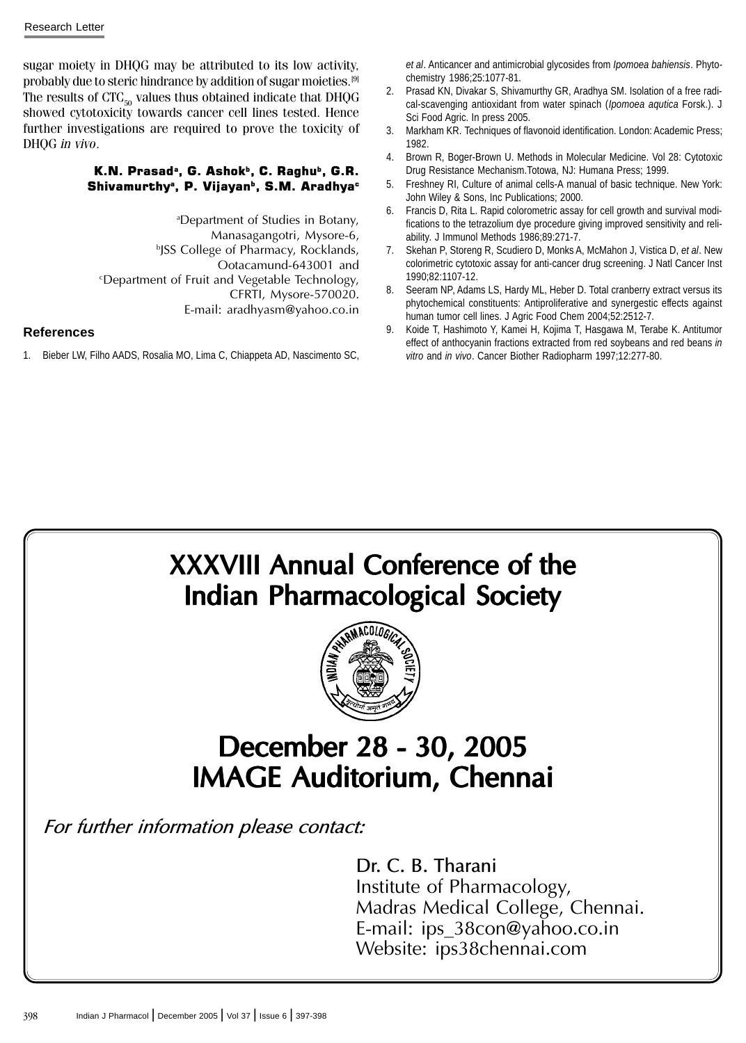sugar moiety in DHQG may be attributed to its low activity, probably due to steric hindrance by addition of sugar moieties.[9] The results of $CTC_{50}$ values thus obtained indicate that DHQG showed cytotoxicity towards cancer cell lines tested. Hence further investigations are required to prove the toxicity of DHQG *in vivo*.

**K.N. Prasad[a], G. Ashok[b], C. Raghu[b], G.R. Shivamurthy[a], P. Vijayan[b], S.M. Aradhya[c]**

[a]Department of Studies in Botany, Manasagangotri, Mysore-6,
[b]JSS College of Pharmacy, Rocklands, Ootacamund-643001 and
[c]Department of Fruit and Vegetable Technology, CFRTI, Mysore-570020.
E-mail: aradhyasm@yahoo.co.in

## References

1. Bieber LW, Filho AADS, Rosalia MO, Lima C, Chiappeta AD, Nascimento SC, *et al*. Anticancer and antimicrobial glycosides from *Ipomoea bahiensis*. Phytochemistry 1986;25:1077-81.
2. Prasad KN, Divakar S, Shivamurthy GR, Aradhya SM. Isolation of a free radical-scavenging antioxidant from water spinach (*Ipomoea aqutica* Forsk.). J Sci Food Agric. In press 2005.
3. Markham KR. Techniques of flavonoid identification. London: Academic Press; 1982.
4. Brown R, Boger-Brown U. Methods in Molecular Medicine. Vol 28: Cytotoxic Drug Resistance Mechanism.Totowa, NJ: Humana Press; 1999.
5. Freshney RI, Culture of animal cells-A manual of basic technique. New York: John Wiley & Sons, Inc Publications; 2000.
6. Francis D, Rita L. Rapid colorometric assay for cell growth and survival modifications to the tetrazolium dye procedure giving improved sensitivity and reliability. J Immunol Methods 1986;89:271-7.
7. Skehan P, Storeng R, Scudiero D, Monks A, McMahon J, Vistica D, *et al*. New colorimetric cytotoxic assay for anti-cancer drug screening. J Natl Cancer Inst 1990;82:1107-12.
8. Seeram NP, Adams LS, Hardy ML, Heber D. Total cranberry extract versus its phytochemical constituents: Antiproliferative and synergestic effects against human tumor cell lines. J Agric Food Chem 2004;52:2512-7.
9. Koide T, Hashimoto Y, Kamei H, Kojima T, Hasgawa M, Terabe K. Antitumor effect of anthocyanin fractions extracted from red soybeans and red beans *in vitro* and *in vivo*. Cancer Biother Radiopharm 1997;12:277-80.

# XXXVIII Annual Conference of the Indian Pharmacological Society

## December 28 - 30, 2005
## IMAGE Auditorium, Chennai

*For further information please contact:*

Dr. C. B. Tharani
Institute of Pharmacology,
Madras Medical College, Chennai.
E-mail: ips_38con@yahoo.co.in
Website: ips38chennai.com